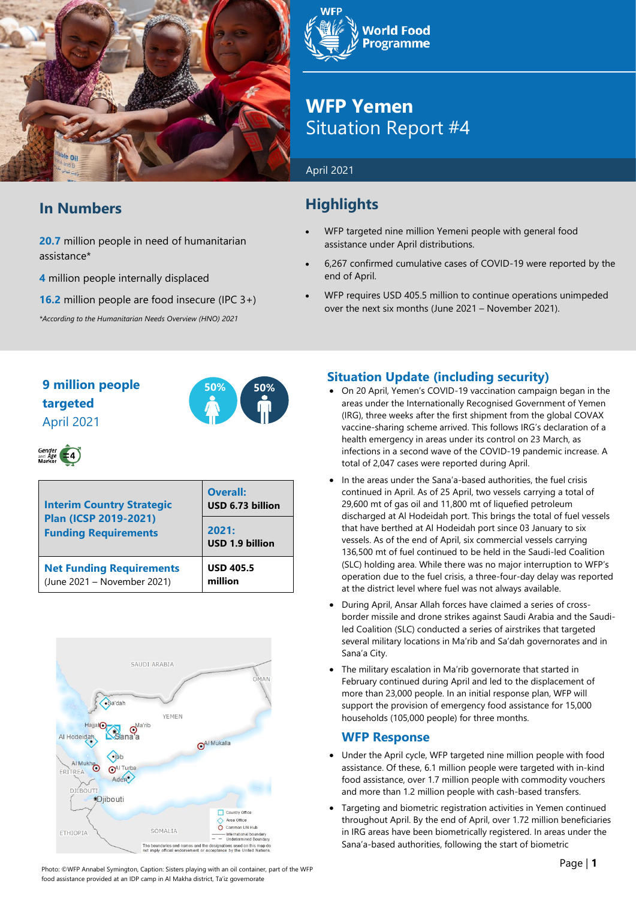# WFP Yemen
## Situation Report #4

April 2021

## In Numbers

**20.7** million people in need of humanitarian assistance*

**4** million people internally displaced

**16.2** million people are food insecure (IPC 3+)

*According to the Humanitarian Needs Overview (HNO) 2021*

## Highlights

- WFP targeted nine million Yemeni people with general food assistance under April distributions.
- 6,267 confirmed cumulative cases of COVID-19 were reported by the end of April.
- WFP requires USD 405.5 million to continue operations unimpeded over the next six months (June 2021 – November 2021).

**9 million people targeted**
April 2021

50% 50%

| Interim Country Strategic Plan (ICSP 2019-2021) Funding Requirements | **Overall:** USD 6.73 billion |
|---|---|
| | **2021:** USD 1.9 billion |
| **Net Funding Requirements** (June 2021 – November 2021) | **USD 405.5 million** |

Photo: ©WFP Annabel Symington, Caption: Sisters playing with an oil container, part of the WFP food assistance provided at an IDP camp in Al Makha district, Ta'iz governorate

## Situation Update (including security)

- On 20 April, Yemen's COVID-19 vaccination campaign began in the areas under the Internationally Recognised Government of Yemen (IRG), three weeks after the first shipment from the global COVAX vaccine-sharing scheme arrived. This follows IRG's declaration of a health emergency in areas under its control on 23 March, as infections in a second wave of the COVID-19 pandemic increase. A total of 2,047 cases were reported during April.
- In the areas under the Sana'a-based authorities, the fuel crisis continued in April. As of 25 April, two vessels carrying a total of 29,600 mt of gas oil and 11,800 mt of liquefied petroleum discharged at Al Hodeidah port. This brings the total of fuel vessels that have berthed at Al Hodeidah port since 03 January to six vessels. As of the end of April, six commercial vessels carrying 136,500 mt of fuel continued to be held in the Saudi-led Coalition (SLC) holding area. While there was no major interruption to WFP's operation due to the fuel crisis, a three-four-day delay was reported at the district level where fuel was not always available.
- During April, Ansar Allah forces have claimed a series of cross-border missile and drone strikes against Saudi Arabia and the Saudi-led Coalition (SLC) conducted a series of airstrikes that targeted several military locations in Ma'rib and Sa'dah governorates and in Sana'a City.
- The military escalation in Ma'rib governorate that started in February continued during April and led to the displacement of more than 23,000 people. In an initial response plan, WFP will support the provision of emergency food assistance for 15,000 households (105,000 people) for three months.

## WFP Response

- Under the April cycle, WFP targeted nine million people with food assistance. Of these, 6.1 million people were targeted with in-kind food assistance, over 1.7 million people with commodity vouchers and more than 1.2 million people with cash-based transfers.
- Targeting and biometric registration activities in Yemen continued throughout April. By the end of April, over 1.72 million beneficiaries in IRG areas have been biometrically registered. In areas under the Sana'a-based authorities, following the start of biometric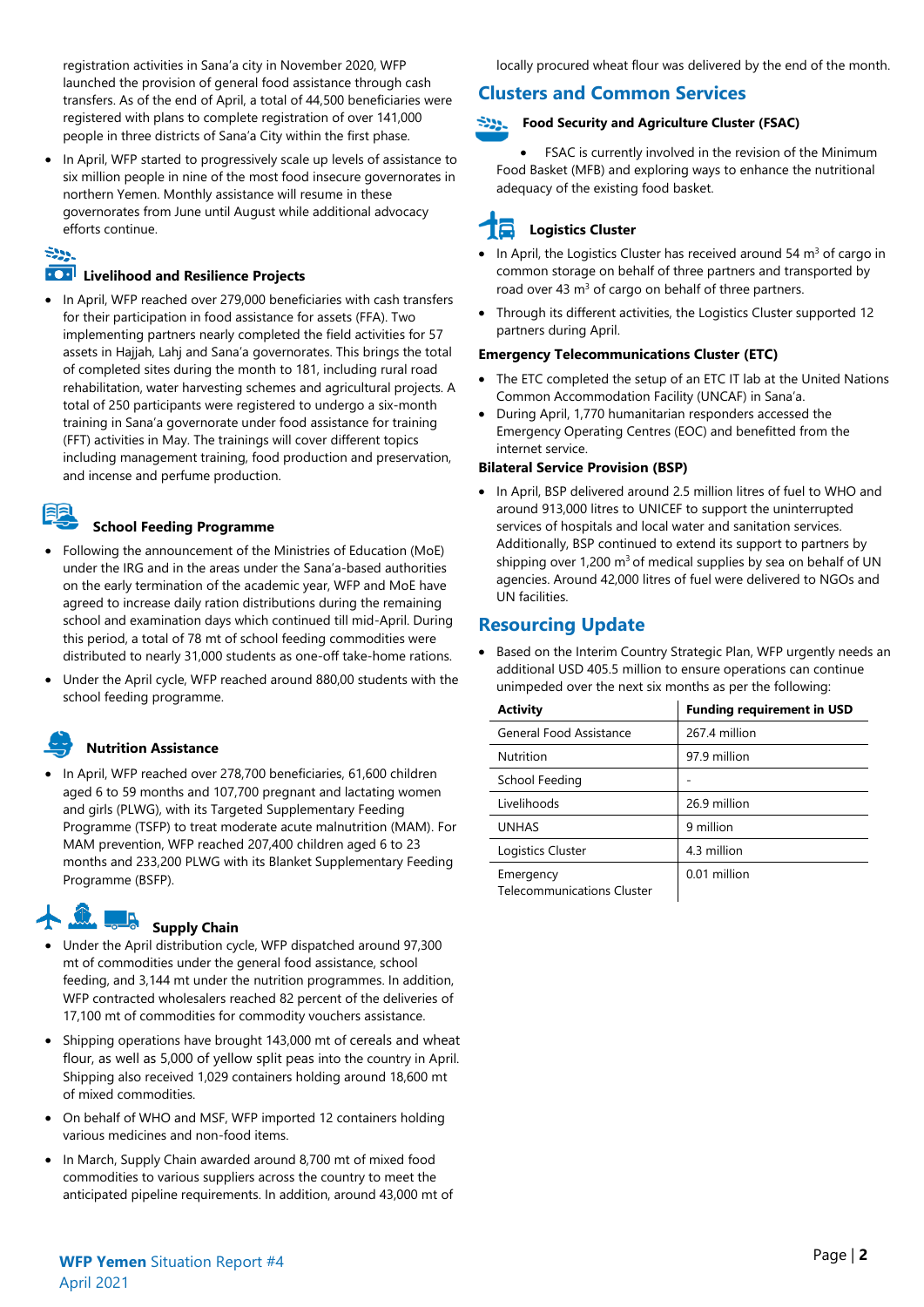registration activities in Sana'a city in November 2020, WFP launched the provision of general food assistance through cash transfers. As of the end of April, a total of 44,500 beneficiaries were registered with plans to complete registration of over 141,000 people in three districts of Sana'a City within the first phase.

- In April, WFP started to progressively scale up levels of assistance to six million people in nine of the most food insecure governorates in northern Yemen. Monthly assistance will resume in these governorates from June until August while additional advocacy efforts continue.

### Livelihood and Resilience Projects

- In April, WFP reached over 279,000 beneficiaries with cash transfers for their participation in food assistance for assets (FFA). Two implementing partners nearly completed the field activities for 57 assets in Hajjah, Lahj and Sana'a governorates. This brings the total of completed sites during the month to 181, including rural road rehabilitation, water harvesting schemes and agricultural projects. A total of 250 participants were registered to undergo a six-month training in Sana'a governorate under food assistance for training (FFT) activities in May. The trainings will cover different topics including management training, food production and preservation, and incense and perfume production.

### School Feeding Programme

- Following the announcement of the Ministries of Education (MoE) under the IRG and in the areas under the Sana'a-based authorities on the early termination of the academic year, WFP and MoE have agreed to increase daily ration distributions during the remaining school and examination days which continued till mid-April. During this period, a total of 78 mt of school feeding commodities were distributed to nearly 31,000 students as one-off take-home rations.
- Under the April cycle, WFP reached around 880,00 students with the school feeding programme.

### Nutrition Assistance

- In April, WFP reached over 278,700 beneficiaries, 61,600 children aged 6 to 59 months and 107,700 pregnant and lactating women and girls (PLWG), with its Targeted Supplementary Feeding Programme (TSFP) to treat moderate acute malnutrition (MAM). For MAM prevention, WFP reached 207,400 children aged 6 to 23 months and 233,200 PLWG with its Blanket Supplementary Feeding Programme (BSFP).

### Supply Chain

- Under the April distribution cycle, WFP dispatched around 97,300 mt of commodities under the general food assistance, school feeding, and 3,144 mt under the nutrition programmes. In addition, WFP contracted wholesalers reached 82 percent of the deliveries of 17,100 mt of commodities for commodity vouchers assistance.
- Shipping operations have brought 143,000 mt of cereals and wheat flour, as well as 5,000 of yellow split peas into the country in April. Shipping also received 1,029 containers holding around 18,600 mt of mixed commodities.
- On behalf of WHO and MSF, WFP imported 12 containers holding various medicines and non-food items.
- In March, Supply Chain awarded around 8,700 mt of mixed food commodities to various suppliers across the country to meet the anticipated pipeline requirements. In addition, around 43,000 mt of locally procured wheat flour was delivered by the end of the month.

## Clusters and Common Services

### Food Security and Agriculture Cluster (FSAC)

- FSAC is currently involved in the revision of the Minimum Food Basket (MFB) and exploring ways to enhance the nutritional adequacy of the existing food basket.

### Logistics Cluster

- In April, the Logistics Cluster has received around 54 m³ of cargo in common storage on behalf of three partners and transported by road over 43 m³ of cargo on behalf of three partners.
- Through its different activities, the Logistics Cluster supported 12 partners during April.

### Emergency Telecommunications Cluster (ETC)

- The ETC completed the setup of an ETC IT lab at the United Nations Common Accommodation Facility (UNCAF) in Sana'a.
- During April, 1,770 humanitarian responders accessed the Emergency Operating Centres (EOC) and benefitted from the internet service.

### Bilateral Service Provision (BSP)

- In April, BSP delivered around 2.5 million litres of fuel to WHO and around 913,000 litres to UNICEF to support the uninterrupted services of hospitals and local water and sanitation services. Additionally, BSP continued to extend its support to partners by shipping over 1,200 m³ of medical supplies by sea on behalf of UN agencies. Around 42,000 litres of fuel were delivered to NGOs and UN facilities.

## Resourcing Update

- Based on the Interim Country Strategic Plan, WFP urgently needs an additional USD 405.5 million to ensure operations can continue unimpeded over the next six months as per the following:

| Activity | Funding requirement in USD |
|---|---|
| General Food Assistance | 267.4 million |
| Nutrition | 97.9 million |
| School Feeding | - |
| Livelihoods | 26.9 million |
| UNHAS | 9 million |
| Logistics Cluster | 4.3 million |
| Emergency Telecommunications Cluster | 0.01 million |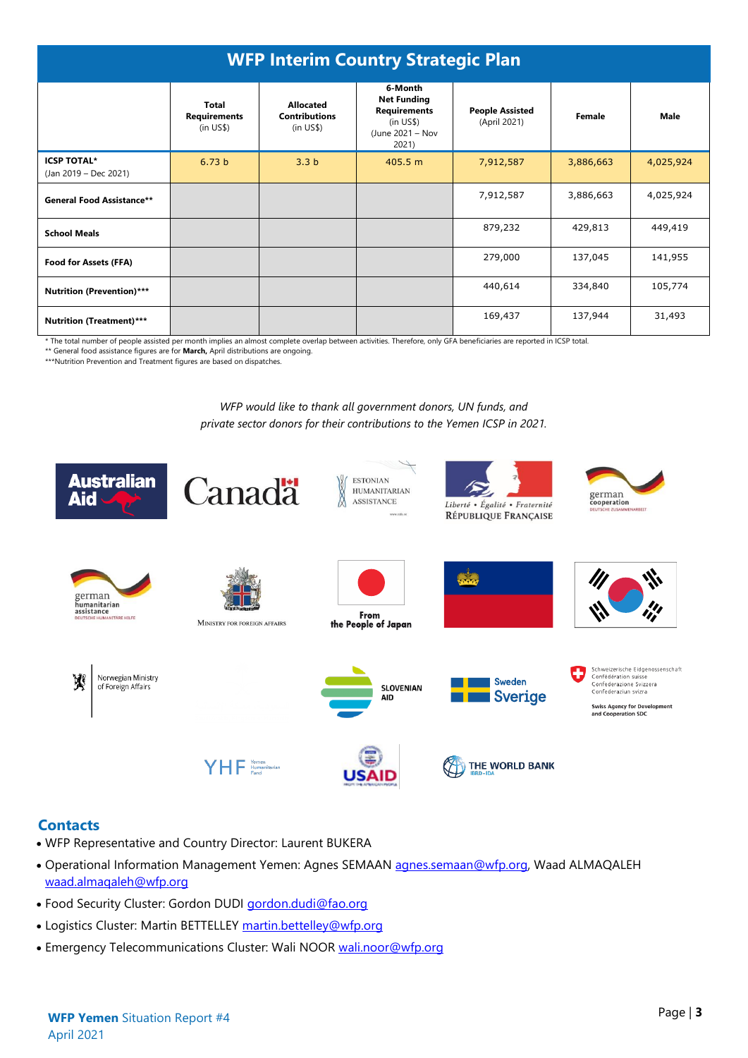## WFP Interim Country Strategic Plan

| | Total Requirements (in US$) | Allocated Contributions (in US$) | 6-Month Net Funding Requirements (in US$) (June 2021 – Nov 2021) | People Assisted (April 2021) | Female | Male |
|---|---|---|---|---|---|---|
| **ICSP TOTAL*** (Jan 2019 – Dec 2021) | 6.73 b | 3.3 b | 405.5 m | 7,912,587 | 3,886,663 | 4,025,924 |
| **General Food Assistance**** | | | | 7,912,587 | 3,886,663 | 4,025,924 |
| **School Meals** | | | | 879,232 | 429,813 | 449,419 |
| **Food for Assets (FFA)** | | | | 279,000 | 137,045 | 141,955 |
| **Nutrition (Prevention)***** | | | | 440,614 | 334,840 | 105,774 |
| **Nutrition (Treatment)***** | | | | 169,437 | 137,944 | 31,493 |

* The total number of people assisted per month implies an almost complete overlap between activities. Therefore, only GFA beneficiaries are reported in ICSP total.
** General food assistance figures are for **March,** April distributions are ongoing.
***Nutrition Prevention and Treatment figures are based on dispatches.

*WFP would like to thank all government donors, UN funds, and private sector donors for their contributions to the Yemen ICSP in 2021.*

## Contacts

- WFP Representative and Country Director: Laurent BUKERA
- Operational Information Management Yemen: Agnes SEMAAN agnes.semaan@wfp.org, Waad ALMAQALEH waad.almaqaleh@wfp.org
- Food Security Cluster: Gordon DUDI gordon.dudi@fao.org
- Logistics Cluster: Martin BETTELLEY martin.bettelley@wfp.org
- Emergency Telecommunications Cluster: Wali NOOR wali.noor@wfp.org